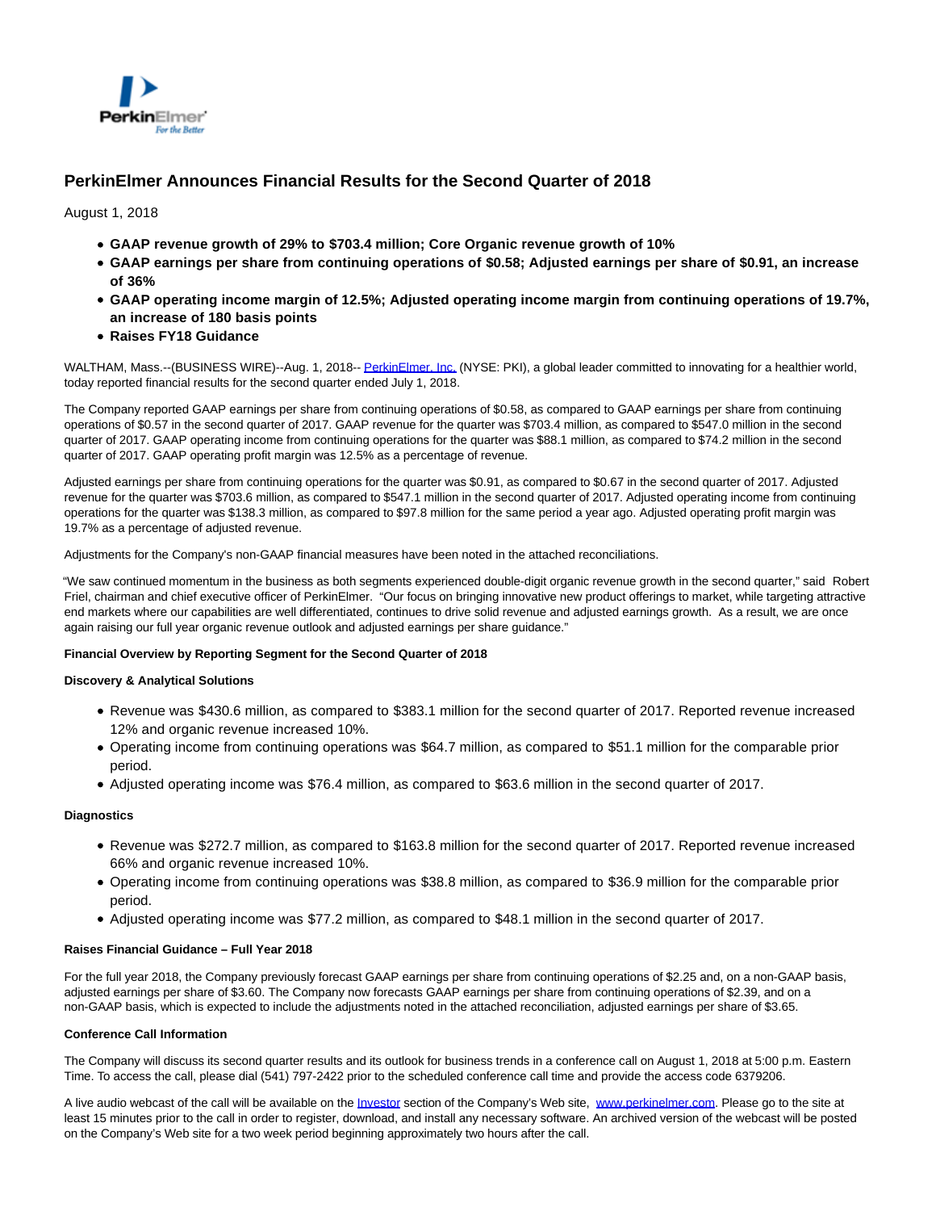# PerkinElmer Announces Financial Results for the Second Quarter of 2018

August 1, 2018

- **GAAP revenue growth of 29% to $703.4 million; Core Organic revenue growth of 10%**
- **GAAP earnings per share from continuing operations of $0.58; Adjusted earnings per share of $0.91, an increase of 36%**
- **GAAP operating income margin of 12.5%; Adjusted operating income margin from continuing operations of 19.7%, an increase of 180 basis points**
- **Raises FY18 Guidance**

WALTHAM, Mass.--(BUSINESS WIRE)--Aug. 1, 2018-- PerkinElmer, Inc. (NYSE: PKI), a global leader committed to innovating for a healthier world, today reported financial results for the second quarter ended July 1, 2018.

The Company reported GAAP earnings per share from continuing operations of $0.58, as compared to GAAP earnings per share from continuing operations of $0.57 in the second quarter of 2017. GAAP revenue for the quarter was $703.4 million, as compared to $547.0 million in the second quarter of 2017. GAAP operating income from continuing operations for the quarter was $88.1 million, as compared to $74.2 million in the second quarter of 2017. GAAP operating profit margin was 12.5% as a percentage of revenue.

Adjusted earnings per share from continuing operations for the quarter was $0.91, as compared to $0.67 in the second quarter of 2017. Adjusted revenue for the quarter was $703.6 million, as compared to $547.1 million in the second quarter of 2017. Adjusted operating income from continuing operations for the quarter was $138.3 million, as compared to $97.8 million for the same period a year ago. Adjusted operating profit margin was 19.7% as a percentage of adjusted revenue.

Adjustments for the Company's non-GAAP financial measures have been noted in the attached reconciliations.

"We saw continued momentum in the business as both segments experienced double-digit organic revenue growth in the second quarter," said Robert Friel, chairman and chief executive officer of PerkinElmer. "Our focus on bringing innovative new product offerings to market, while targeting attractive end markets where our capabilities are well differentiated, continues to drive solid revenue and adjusted earnings growth. As a result, we are once again raising our full year organic revenue outlook and adjusted earnings per share guidance."

**Financial Overview by Reporting Segment for the Second Quarter of 2018**

**Discovery & Analytical Solutions**

- Revenue was $430.6 million, as compared to $383.1 million for the second quarter of 2017. Reported revenue increased 12% and organic revenue increased 10%.
- Operating income from continuing operations was $64.7 million, as compared to $51.1 million for the comparable prior period.
- Adjusted operating income was $76.4 million, as compared to $63.6 million in the second quarter of 2017.

**Diagnostics**

- Revenue was $272.7 million, as compared to $163.8 million for the second quarter of 2017. Reported revenue increased 66% and organic revenue increased 10%.
- Operating income from continuing operations was $38.8 million, as compared to $36.9 million for the comparable prior period.
- Adjusted operating income was $77.2 million, as compared to $48.1 million in the second quarter of 2017.

**Raises Financial Guidance – Full Year 2018**

For the full year 2018, the Company previously forecast GAAP earnings per share from continuing operations of $2.25 and, on a non-GAAP basis, adjusted earnings per share of $3.60. The Company now forecasts GAAP earnings per share from continuing operations of $2.39, and on a non-GAAP basis, which is expected to include the adjustments noted in the attached reconciliation, adjusted earnings per share of $3.65.

**Conference Call Information**

The Company will discuss its second quarter results and its outlook for business trends in a conference call on August 1, 2018 at 5:00 p.m. Eastern Time. To access the call, please dial (541) 797-2422 prior to the scheduled conference call time and provide the access code 6379206.

A live audio webcast of the call will be available on the Investor section of the Company's Web site, www.perkinelmer.com. Please go to the site at least 15 minutes prior to the call in order to register, download, and install any necessary software. An archived version of the webcast will be posted on the Company's Web site for a two week period beginning approximately two hours after the call.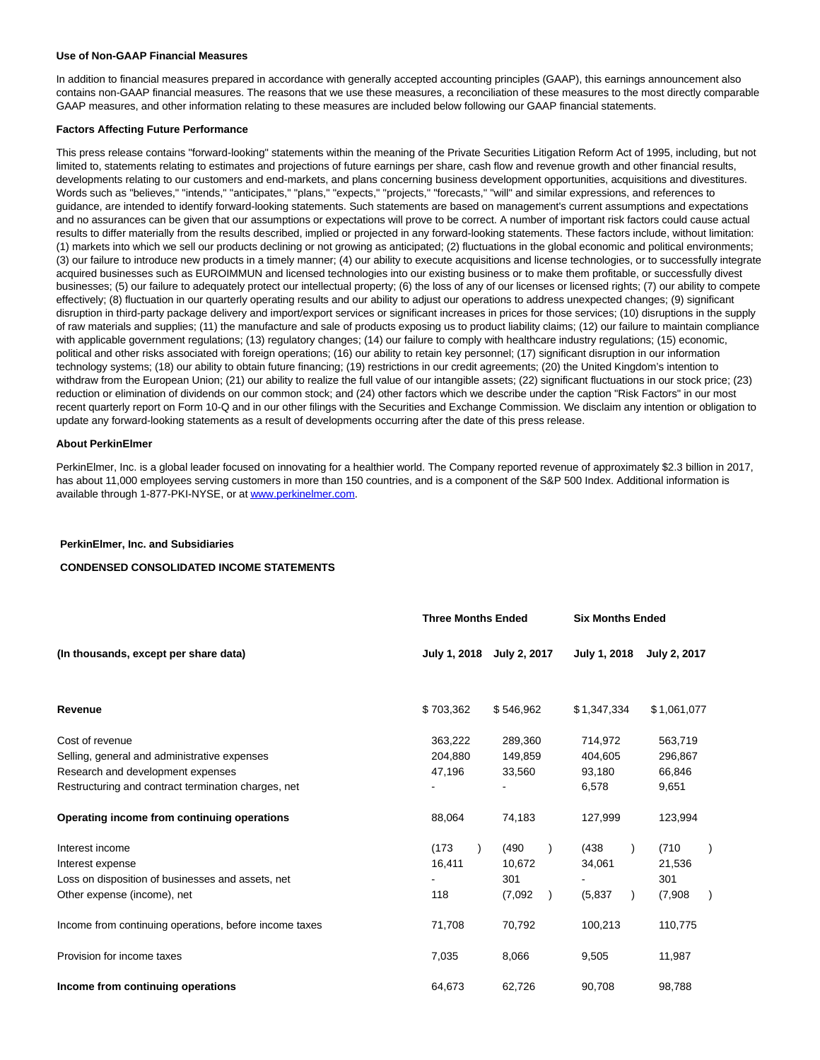**Use of Non-GAAP Financial Measures**

In addition to financial measures prepared in accordance with generally accepted accounting principles (GAAP), this earnings announcement also contains non-GAAP financial measures. The reasons that we use these measures, a reconciliation of these measures to the most directly comparable GAAP measures, and other information relating to these measures are included below following our GAAP financial statements.

**Factors Affecting Future Performance**

This press release contains "forward-looking" statements within the meaning of the Private Securities Litigation Reform Act of 1995, including, but not limited to, statements relating to estimates and projections of future earnings per share, cash flow and revenue growth and other financial results, developments relating to our customers and end-markets, and plans concerning business development opportunities, acquisitions and divestitures. Words such as "believes," "intends," "anticipates," "plans," "expects," "projects," "forecasts," "will" and similar expressions, and references to guidance, are intended to identify forward-looking statements. Such statements are based on management's current assumptions and expectations and no assurances can be given that our assumptions or expectations will prove to be correct. A number of important risk factors could cause actual results to differ materially from the results described, implied or projected in any forward-looking statements. These factors include, without limitation: (1) markets into which we sell our products declining or not growing as anticipated; (2) fluctuations in the global economic and political environments; (3) our failure to introduce new products in a timely manner; (4) our ability to execute acquisitions and license technologies, or to successfully integrate acquired businesses such as EUROIMMUN and licensed technologies into our existing business or to make them profitable, or successfully divest businesses; (5) our failure to adequately protect our intellectual property; (6) the loss of any of our licenses or licensed rights; (7) our ability to compete effectively; (8) fluctuation in our quarterly operating results and our ability to adjust our operations to address unexpected changes; (9) significant disruption in third-party package delivery and import/export services or significant increases in prices for those services; (10) disruptions in the supply of raw materials and supplies; (11) the manufacture and sale of products exposing us to product liability claims; (12) our failure to maintain compliance with applicable government regulations; (13) regulatory changes; (14) our failure to comply with healthcare industry regulations; (15) economic, political and other risks associated with foreign operations; (16) our ability to retain key personnel; (17) significant disruption in our information technology systems; (18) our ability to obtain future financing; (19) restrictions in our credit agreements; (20) the United Kingdom's intention to withdraw from the European Union; (21) our ability to realize the full value of our intangible assets; (22) significant fluctuations in our stock price; (23) reduction or elimination of dividends on our common stock; and (24) other factors which we describe under the caption "Risk Factors" in our most recent quarterly report on Form 10-Q and in our other filings with the Securities and Exchange Commission. We disclaim any intention or obligation to update any forward-looking statements as a result of developments occurring after the date of this press release.

**About PerkinElmer**

PerkinElmer, Inc. is a global leader focused on innovating for a healthier world. The Company reported revenue of approximately $2.3 billion in 2017, has about 11,000 employees serving customers in more than 150 countries, and is a component of the S&P 500 Index. Additional information is available through 1-877-PKI-NYSE, or at www.perkinelmer.com.

**PerkinElmer, Inc. and Subsidiaries**

**CONDENSED CONSOLIDATED INCOME STATEMENTS**

| | Three Months Ended | | Six Months Ended | |
|---|---|---|---|---|
| **(In thousands, except per share data)** | **July 1, 2018** | **July 2, 2017** | **July 1, 2018** | **July 2, 2017** |
| **Revenue** | $ 703,362 | $ 546,962 | $ 1,347,334 | $ 1,061,077 |
| Cost of revenue | 363,222 | 289,360 | 714,972 | 563,719 |
| Selling, general and administrative expenses | 204,880 | 149,859 | 404,605 | 296,867 |
| Research and development expenses | 47,196 | 33,560 | 93,180 | 66,846 |
| Restructuring and contract termination charges, net | - | - | 6,578 | 9,651 |
| **Operating income from continuing operations** | 88,064 | 74,183 | 127,999 | 123,994 |
| Interest income | (173) | (490) | (438) | (710) |
| Interest expense | 16,411 | 10,672 | 34,061 | 21,536 |
| Loss on disposition of businesses and assets, net | - | 301 | - | 301 |
| Other expense (income), net | 118 | (7,092) | (5,837) | (7,908) |
| Income from continuing operations, before income taxes | 71,708 | 70,792 | 100,213 | 110,775 |
| Provision for income taxes | 7,035 | 8,066 | 9,505 | 11,987 |
| **Income from continuing operations** | 64,673 | 62,726 | 90,708 | 98,788 |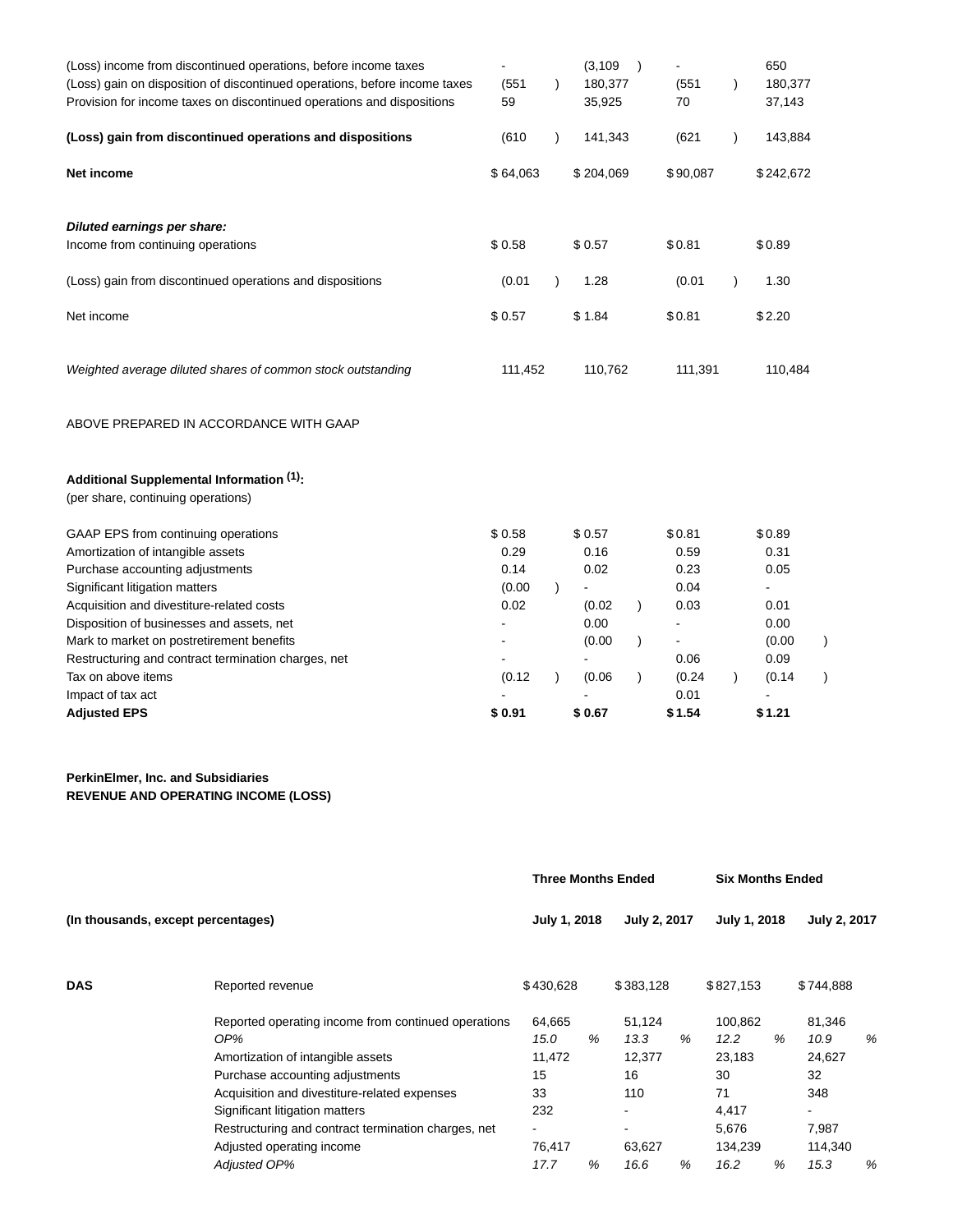| | | | | |
|---|---|---|---|---|
| (Loss) income from discontinued operations, before income taxes | - | (3,109) | - | 650 |
| (Loss) gain on disposition of discontinued operations, before income taxes | (551) | 180,377 | (551) | 180,377 |
| Provision for income taxes on discontinued operations and dispositions | 59 | 35,925 | 70 | 37,143 |
| **(Loss) gain from discontinued operations and dispositions** | (610) | 141,343 | (621) | 143,884 |
| **Net income** | $ 64,063 | $ 204,069 | $ 90,087 | $ 242,672 |
| ***Diluted earnings per share:*** | | | | |
| Income from continuing operations | $ 0.58 | $ 0.57 | $ 0.81 | $ 0.89 |
| (Loss) gain from discontinued operations and dispositions | (0.01) | 1.28 | (0.01) | 1.30 |
| Net income | $ 0.57 | $ 1.84 | $ 0.81 | $ 2.20 |
| *Weighted average diluted shares of common stock outstanding* | 111,452 | 110,762 | 111,391 | 110,484 |

ABOVE PREPARED IN ACCORDANCE WITH GAAP

**Additional Supplemental Information [(1)]:**
(per share, continuing operations)

| | | | | |
|---|---|---|---|---|
| GAAP EPS from continuing operations | $ 0.58 | $ 0.57 | $ 0.81 | $ 0.89 |
| Amortization of intangible assets | 0.29 | 0.16 | 0.59 | 0.31 |
| Purchase accounting adjustments | 0.14 | 0.02 | 0.23 | 0.05 |
| Significant litigation matters | (0.00) | - | 0.04 | - |
| Acquisition and divestiture-related costs | 0.02 | (0.02) | 0.03 | 0.01 |
| Disposition of businesses and assets, net | - | 0.00 | - | 0.00 |
| Mark to market on postretirement benefits | - | (0.00) | - | (0.00) |
| Restructuring and contract termination charges, net | - | - | 0.06 | 0.09 |
| Tax on above items | (0.12) | (0.06) | (0.24) | (0.14) |
| Impact of tax act | - | - | 0.01 | - |
| **Adjusted EPS** | **$ 0.91** | **$ 0.67** | **$ 1.54** | **$ 1.21** |

**PerkinElmer, Inc. and Subsidiaries**
**REVENUE AND OPERATING INCOME (LOSS)**

| | | **Three Months Ended** | | **Six Months Ended** | |
|---|---|---|---|---|---|
| **(In thousands, except percentages)** | | **July 1, 2018** | **July 2, 2017** | **July 1, 2018** | **July 2, 2017** |
| **DAS** | Reported revenue | $ 430,628 | $ 383,128 | $ 827,153 | $ 744,888 |
| | Reported operating income from continued operations | 64,665 | 51,124 | 100,862 | 81,346 |
| | *OP%* | *15.0 %* | *13.3 %* | *12.2 %* | *10.9 %* |
| | Amortization of intangible assets | 11,472 | 12,377 | 23,183 | 24,627 |
| | Purchase accounting adjustments | 15 | 16 | 30 | 32 |
| | Acquisition and divestiture-related expenses | 33 | 110 | 71 | 348 |
| | Significant litigation matters | 232 | - | 4,417 | - |
| | Restructuring and contract termination charges, net | - | - | 5,676 | 7,987 |
| | Adjusted operating income | 76,417 | 63,627 | 134,239 | 114,340 |
| | *Adjusted OP%* | *17.7 %* | *16.6 %* | *16.2 %* | *15.3 %* |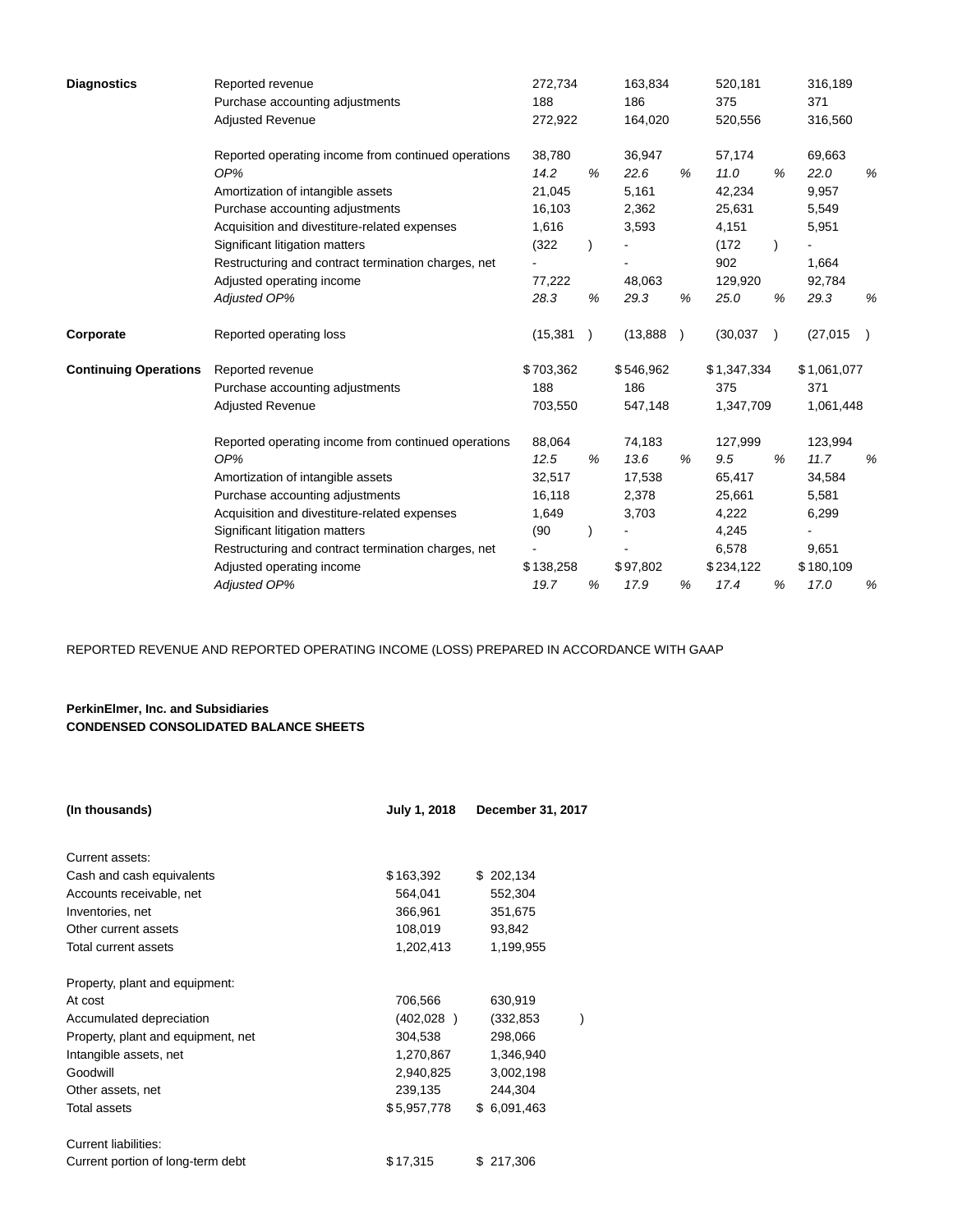| | | | | | |
|---|---|---|---|---|---|
| **Diagnostics** | Reported revenue | 272,734 | 163,834 | 520,181 | 316,189 |
| | Purchase accounting adjustments | 188 | 186 | 375 | 371 |
| | Adjusted Revenue | 272,922 | 164,020 | 520,556 | 316,560 |
| | | | | | |
| | Reported operating income from continued operations | 38,780 | 36,947 | 57,174 | 69,663 |
| | *OP%* | *14.2 %* | *22.6 %* | *11.0 %* | *22.0 %* |
| | Amortization of intangible assets | 21,045 | 5,161 | 42,234 | 9,957 |
| | Purchase accounting adjustments | 16,103 | 2,362 | 25,631 | 5,549 |
| | Acquisition and divestiture-related expenses | 1,616 | 3,593 | 4,151 | 5,951 |
| | Significant litigation matters | (322 ) | - | (172 ) | - |
| | Restructuring and contract termination charges, net | - | - | 902 | 1,664 |
| | Adjusted operating income | 77,222 | 48,063 | 129,920 | 92,784 |
| | *Adjusted OP%* | *28.3 %* | *29.3 %* | *25.0 %* | *29.3 %* |
| | | | | | |
| **Corporate** | Reported operating loss | (15,381 ) | (13,888 ) | (30,037 ) | (27,015 ) |
| | | | | | |
| **Continuing Operations** | Reported revenue | $703,362 | $546,962 | $1,347,334 | $1,061,077 |
| | Purchase accounting adjustments | 188 | 186 | 375 | 371 |
| | Adjusted Revenue | 703,550 | 547,148 | 1,347,709 | 1,061,448 |
| | | | | | |
| | Reported operating income from continued operations | 88,064 | 74,183 | 127,999 | 123,994 |
| | *OP%* | *12.5 %* | *13.6 %* | *9.5 %* | *11.7 %* |
| | Amortization of intangible assets | 32,517 | 17,538 | 65,417 | 34,584 |
| | Purchase accounting adjustments | 16,118 | 2,378 | 25,661 | 5,581 |
| | Acquisition and divestiture-related expenses | 1,649 | 3,703 | 4,222 | 6,299 |
| | Significant litigation matters | (90 ) | - | 4,245 | - |
| | Restructuring and contract termination charges, net | - | - | 6,578 | 9,651 |
| | Adjusted operating income | $138,258 | $97,802 | $234,122 | $180,109 |
| | *Adjusted OP%* | *19.7 %* | *17.9 %* | *17.4 %* | *17.0 %* |

REPORTED REVENUE AND REPORTED OPERATING INCOME (LOSS) PREPARED IN ACCORDANCE WITH GAAP

**PerkinElmer, Inc. and Subsidiaries**
**CONDENSED CONSOLIDATED BALANCE SHEETS**

| **(In thousands)** | **July 1, 2018** | **December 31, 2017** |
|---|---|---|
| Current assets: | | |
| Cash and cash equivalents | $163,392 | $ 202,134 |
| Accounts receivable, net | 564,041 | 552,304 |
| Inventories, net | 366,961 | 351,675 |
| Other current assets | 108,019 | 93,842 |
| Total current assets | 1,202,413 | 1,199,955 |
| | | |
| Property, plant and equipment: | | |
| At cost | 706,566 | 630,919 |
| Accumulated depreciation | (402,028 ) | (332,853 ) |
| Property, plant and equipment, net | 304,538 | 298,066 |
| Intangible assets, net | 1,270,867 | 1,346,940 |
| Goodwill | 2,940,825 | 3,002,198 |
| Other assets, net | 239,135 | 244,304 |
| Total assets | $5,957,778 | $ 6,091,463 |
| | | |
| Current liabilities: | | |
| Current portion of long-term debt | $17,315 | $ 217,306 |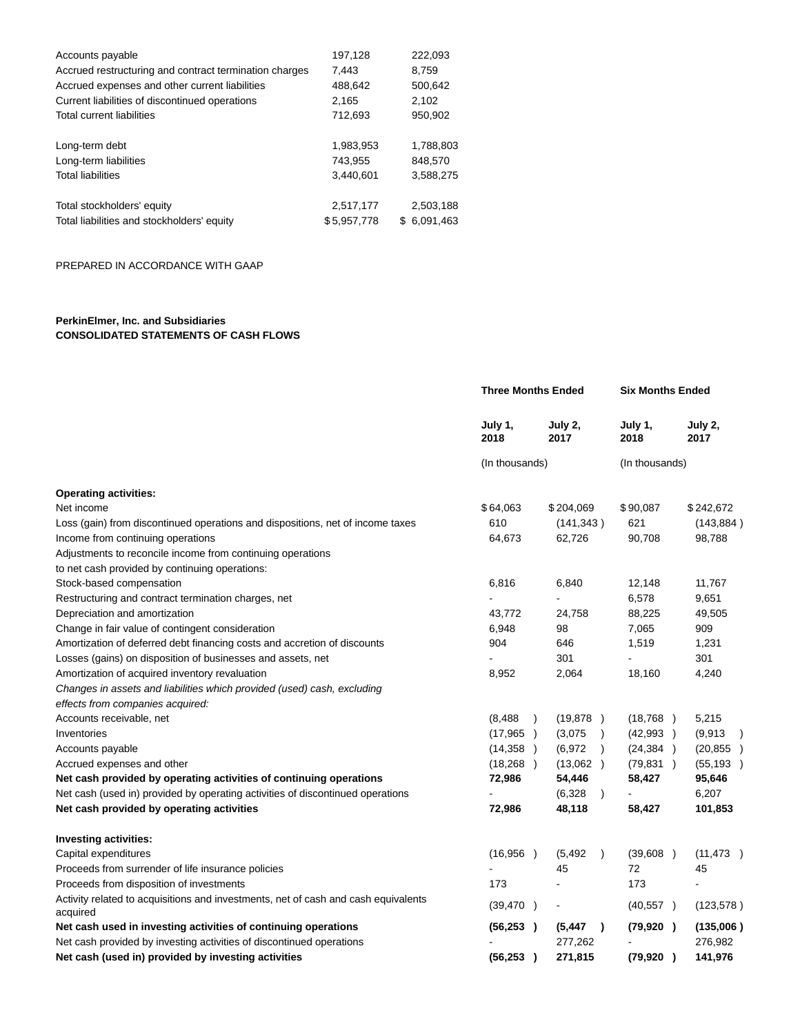| | | |
|---|---|---|
| Accounts payable | 197,128 | 222,093 |
| Accrued restructuring and contract termination charges | 7,443 | 8,759 |
| Accrued expenses and other current liabilities | 488,642 | 500,642 |
| Current liabilities of discontinued operations | 2,165 | 2,102 |
| Total current liabilities | 712,693 | 950,902 |
| | | |
| Long-term debt | 1,983,953 | 1,788,803 |
| Long-term liabilities | 743,955 | 848,570 |
| Total liabilities | 3,440,601 | 3,588,275 |
| | | |
| Total stockholders' equity | 2,517,177 | 2,503,188 |
| Total liabilities and stockholders' equity | $5,957,778 | $ 6,091,463 |

PREPARED IN ACCORDANCE WITH GAAP

**PerkinElmer, Inc. and Subsidiaries**
**CONSOLIDATED STATEMENTS OF CASH FLOWS**

| | **Three Months Ended** | | **Six Months Ended** | |
|---|---|---|---|---|
| | **July 1, 2018** | **July 2, 2017** | **July 1, 2018** | **July 2, 2017** |
| | (In thousands) | | (In thousands) | |
| **Operating activities:** | | | | |
| Net income | $64,063 | $204,069 | $90,087 | $242,672 |
| Loss (gain) from discontinued operations and dispositions, net of income taxes | 610 | (141,343 ) | 621 | (143,884 ) |
| Income from continuing operations | 64,673 | 62,726 | 90,708 | 98,788 |
| Adjustments to reconcile income from continuing operations to net cash provided by continuing operations: | | | | |
| Stock-based compensation | 6,816 | 6,840 | 12,148 | 11,767 |
| Restructuring and contract termination charges, net | - | - | 6,578 | 9,651 |
| Depreciation and amortization | 43,772 | 24,758 | 88,225 | 49,505 |
| Change in fair value of contingent consideration | 6,948 | 98 | 7,065 | 909 |
| Amortization of deferred debt financing costs and accretion of discounts | 904 | 646 | 1,519 | 1,231 |
| Losses (gains) on disposition of businesses and assets, net | - | 301 | - | 301 |
| Amortization of acquired inventory revaluation | 8,952 | 2,064 | 18,160 | 4,240 |
| *Changes in assets and liabilities which provided (used) cash, excluding effects from companies acquired:* | | | | |
| Accounts receivable, net | (8,488 ) | (19,878 ) | (18,768 ) | 5,215 |
| Inventories | (17,965 ) | (3,075 ) | (42,993 ) | (9,913 ) |
| Accounts payable | (14,358 ) | (6,972 ) | (24,384 ) | (20,855 ) |
| Accrued expenses and other | (18,268 ) | (13,062 ) | (79,831 ) | (55,193 ) |
| **Net cash provided by operating activities of continuing operations** | **72,986** | **54,446** | **58,427** | **95,646** |
| Net cash (used in) provided by operating activities of discontinued operations | - | (6,328 ) | - | 6,207 |
| **Net cash provided by operating activities** | **72,986** | **48,118** | **58,427** | **101,853** |
| | | | | |
| **Investing activities:** | | | | |
| Capital expenditures | (16,956 ) | (5,492 ) | (39,608 ) | (11,473 ) |
| Proceeds from surrender of life insurance policies | - | 45 | 72 | 45 |
| Proceeds from disposition of investments | 173 | - | 173 | - |
| Activity related to acquisitions and investments, net of cash and cash equivalents acquired | (39,470 ) | - | (40,557 ) | (123,578 ) |
| **Net cash used in investing activities of continuing operations** | **(56,253 )** | **(5,447 )** | **(79,920 )** | **(135,006 )** |
| Net cash provided by investing activities of discontinued operations | - | 277,262 | - | 276,982 |
| **Net cash (used in) provided by investing activities** | **(56,253 )** | **271,815** | **(79,920 )** | **141,976** |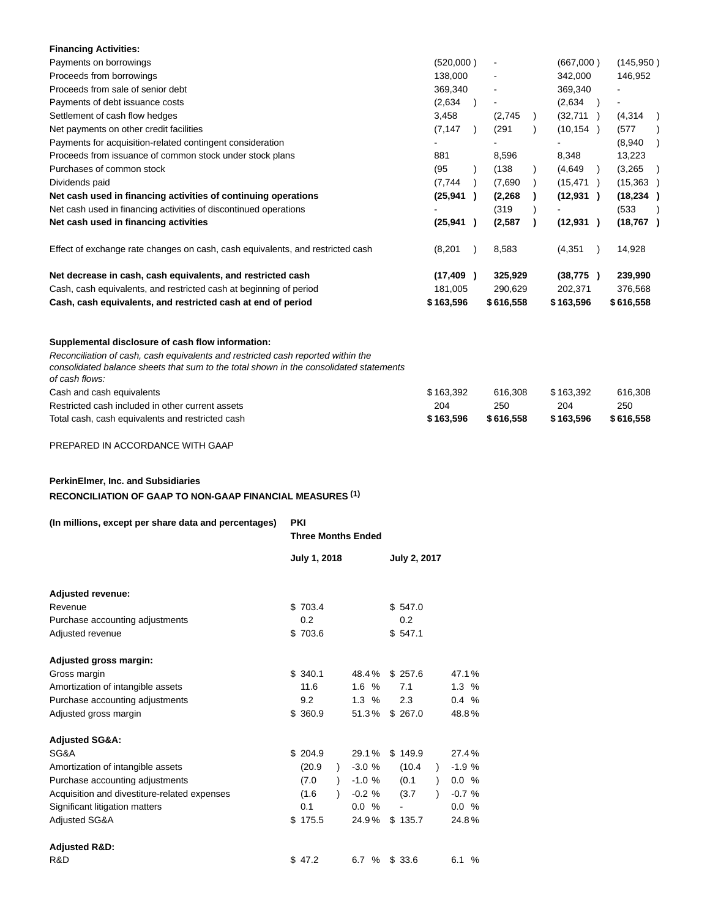| **Financing Activities:** | | | | |
| --- | --- | --- | --- | --- |
| Payments on borrowings | (520,000 ) | - | (667,000 ) | (145,950 ) |
| Proceeds from borrowings | 138,000 | - | 342,000 | 146,952 |
| Proceeds from sale of senior debt | 369,340 | - | 369,340 | - |
| Payments of debt issuance costs | (2,634 ) | - | (2,634 ) | - |
| Settlement of cash flow hedges | 3,458 | (2,745 ) | (32,711 ) | (4,314 ) |
| Net payments on other credit facilities | (7,147 ) | (291 ) | (10,154 ) | (577 ) |
| Payments for acquisition-related contingent consideration | - | - | - | (8,940 ) |
| Proceeds from issuance of common stock under stock plans | 881 | 8,596 | 8,348 | 13,223 |
| Purchases of common stock | (95 ) | (138 ) | (4,649 ) | (3,265 ) |
| Dividends paid | (7,744 ) | (7,690 ) | (15,471 ) | (15,363 ) |
| **Net cash used in financing activities of continuing operations** | **(25,941 )** | **(2,268 )** | **(12,931 )** | **(18,234 )** |
| Net cash used in financing activities of discontinued operations | - | (319 ) | - | (533 ) |
| **Net cash used in financing activities** | **(25,941 )** | **(2,587 )** | **(12,931 )** | **(18,767 )** |
| Effect of exchange rate changes on cash, cash equivalents, and restricted cash | (8,201 ) | 8,583 | (4,351 ) | 14,928 |
| **Net decrease in cash, cash equivalents, and restricted cash** | **(17,409 )** | **325,929** | **(38,775 )** | **239,990** |
| Cash, cash equivalents, and restricted cash at beginning of period | 181,005 | 290,629 | 202,371 | 376,568 |
| **Cash, cash equivalents, and restricted cash at end of period** | **$ 163,596** | **$ 616,558** | **$ 163,596** | **$ 616,558** |

| **Supplemental disclosure of cash flow information:** | | | | |
| --- | --- | --- | --- | --- |
| *Reconciliation of cash, cash equivalents and restricted cash reported within the consolidated balance sheets that sum to the total shown in the consolidated statements of cash flows:* | | | | |
| Cash and cash equivalents | $ 163,392 | 616,308 | $ 163,392 | 616,308 |
| Restricted cash included in other current assets | 204 | 250 | 204 | 250 |
| Total cash, cash equivalents and restricted cash | **$ 163,596** | **$ 616,558** | **$ 163,596** | **$ 616,558** |

PREPARED IN ACCORDANCE WITH GAAP

**PerkinElmer, Inc. and Subsidiaries**

**RECONCILIATION OF GAAP TO NON-GAAP FINANCIAL MEASURES (1)**

| **(In millions, except per share data and percentages)** | **PKI Three Months Ended** | | | |
| --- | --- | --- | --- | --- |
| | **July 1, 2018** | | **July 2, 2017** | |
| **Adjusted revenue:** | | | | |
| Revenue | $ 703.4 | | $ 547.0 | |
| Purchase accounting adjustments | 0.2 | | 0.2 | |
| Adjusted revenue | $ 703.6 | | $ 547.1 | |
| **Adjusted gross margin:** | | | | |
| Gross margin | $ 340.1 | 48.4 % | $ 257.6 | 47.1 % |
| Amortization of intangible assets | 11.6 | 1.6 % | 7.1 | 1.3 % |
| Purchase accounting adjustments | 9.2 | 1.3 % | 2.3 | 0.4 % |
| Adjusted gross margin | $ 360.9 | 51.3 % | $ 267.0 | 48.8 % |
| **Adjusted SG&A:** | | | | |
| SG&A | $ 204.9 | 29.1 % | $ 149.9 | 27.4 % |
| Amortization of intangible assets | (20.9 ) | -3.0 % | (10.4 ) | -1.9 % |
| Purchase accounting adjustments | (7.0 ) | -1.0 % | (0.1 ) | 0.0 % |
| Acquisition and divestiture-related expenses | (1.6 ) | -0.2 % | (3.7 ) | -0.7 % |
| Significant litigation matters | 0.1 | 0.0 % | - | 0.0 % |
| Adjusted SG&A | $ 175.5 | 24.9 % | $ 135.7 | 24.8 % |
| **Adjusted R&D:** | | | | |
| R&D | $ 47.2 | 6.7 % | $ 33.6 | 6.1 % |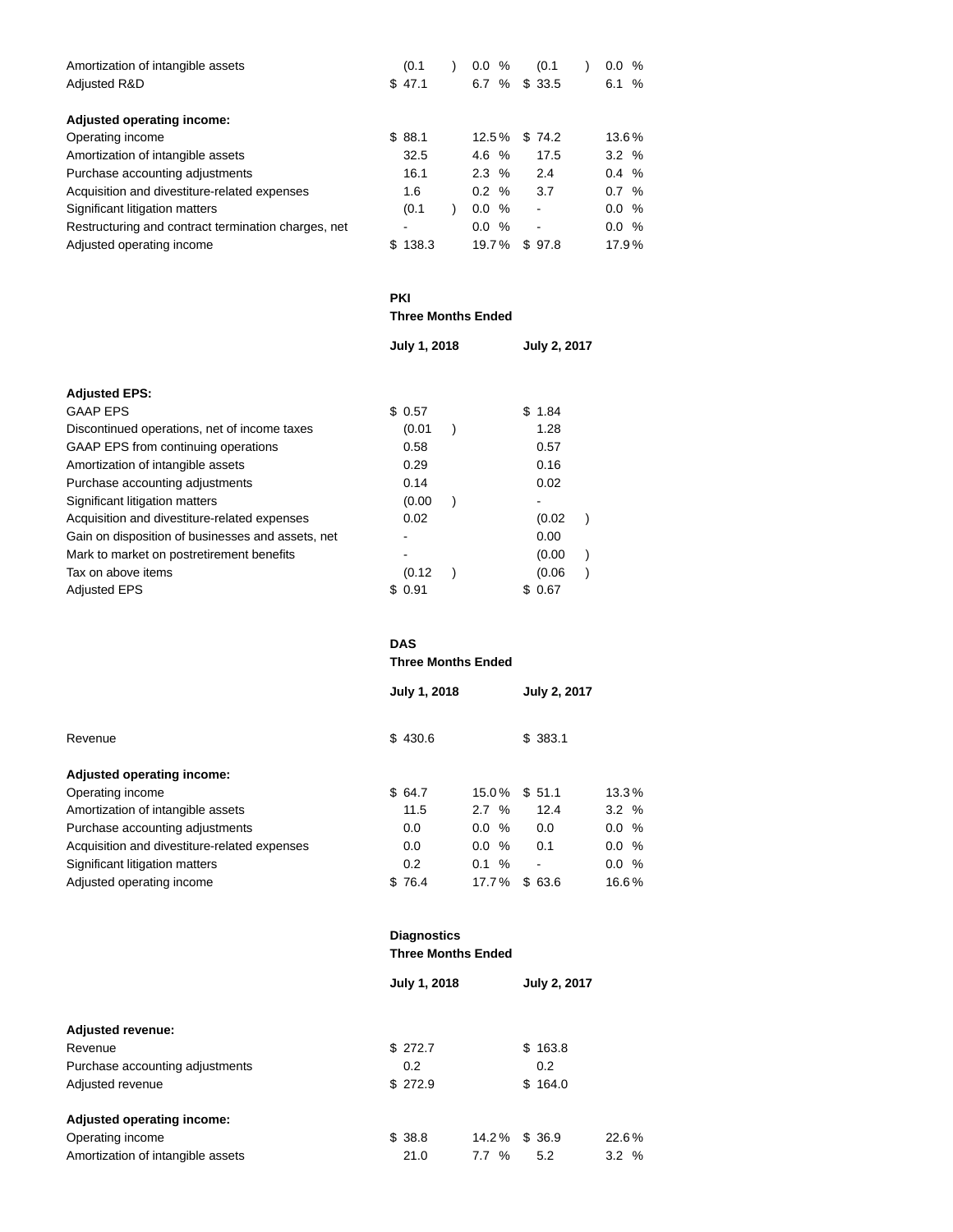| | | | | |
|---|---|---|---|---|
| Amortization of intangible assets | (0.1 ) | 0.0 % | (0.1 ) | 0.0 % |
| Adjusted R&D | $ 47.1 | 6.7 % | $ 33.5 | 6.1 % |
| | | | | |
| **Adjusted operating income:** | | | | |
| Operating income | $ 88.1 | 12.5% | $ 74.2 | 13.6% |
| Amortization of intangible assets | 32.5 | 4.6 % | 17.5 | 3.2 % |
| Purchase accounting adjustments | 16.1 | 2.3 % | 2.4 | 0.4 % |
| Acquisition and divestiture-related expenses | 1.6 | 0.2 % | 3.7 | 0.7 % |
| Significant litigation matters | (0.1 ) | 0.0 % | - | 0.0 % |
| Restructuring and contract termination charges, net | - | 0.0 % | - | 0.0 % |
| Adjusted operating income | $ 138.3 | 19.7% | $ 97.8 | 17.9% |

| | PKI Three Months Ended | |
|---|---|---|
| | July 1, 2018 | July 2, 2017 |
| **Adjusted EPS:** | | |
| GAAP EPS | $ 0.57 | $ 1.84 |
| Discontinued operations, net of income taxes | (0.01 ) | 1.28 |
| GAAP EPS from continuing operations | 0.58 | 0.57 |
| Amortization of intangible assets | 0.29 | 0.16 |
| Purchase accounting adjustments | 0.14 | 0.02 |
| Significant litigation matters | (0.00 ) | - |
| Acquisition and divestiture-related expenses | 0.02 | (0.02 ) |
| Gain on disposition of businesses and assets, net | - | 0.00 |
| Mark to market on postretirement benefits | - | (0.00 ) |
| Tax on above items | (0.12 ) | (0.06 ) |
| Adjusted EPS | $ 0.91 | $ 0.67 |

| | DAS Three Months Ended | | | |
|---|---|---|---|---|
| | July 1, 2018 | | July 2, 2017 | |
| Revenue | $ 430.6 | | $ 383.1 | |
| | | | | |
| **Adjusted operating income:** | | | | |
| Operating income | $ 64.7 | 15.0% | $ 51.1 | 13.3% |
| Amortization of intangible assets | 11.5 | 2.7 % | 12.4 | 3.2 % |
| Purchase accounting adjustments | 0.0 | 0.0 % | 0.0 | 0.0 % |
| Acquisition and divestiture-related expenses | 0.0 | 0.0 % | 0.1 | 0.0 % |
| Significant litigation matters | 0.2 | 0.1 % | - | 0.0 % |
| Adjusted operating income | $ 76.4 | 17.7% | $ 63.6 | 16.6% |

| | Diagnostics Three Months Ended | | | |
|---|---|---|---|---|
| | July 1, 2018 | | July 2, 2017 | |
| **Adjusted revenue:** | | | | |
| Revenue | $ 272.7 | | $ 163.8 | |
| Purchase accounting adjustments | 0.2 | | 0.2 | |
| Adjusted revenue | $ 272.9 | | $ 164.0 | |
| | | | | |
| **Adjusted operating income:** | | | | |
| Operating income | $ 38.8 | 14.2% | $ 36.9 | 22.6% |
| Amortization of intangible assets | 21.0 | 7.7 % | 5.2 | 3.2 % |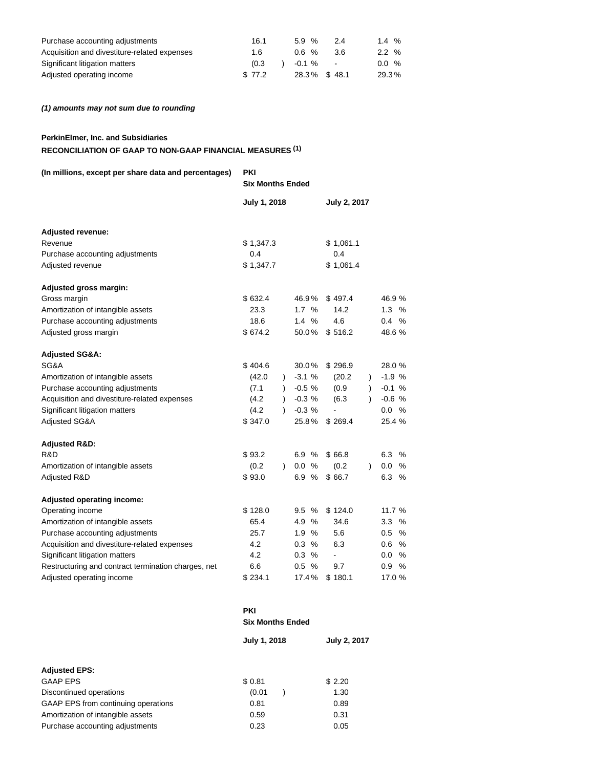| | | | | |
|---|---|---|---|---|
| Purchase accounting adjustments | 16.1 | 5.9 % | 2.4 | 1.4 % |
| Acquisition and divestiture-related expenses | 1.6 | 0.6 % | 3.6 | 2.2 % |
| Significant litigation matters | (0.3 ) | -0.1 % | - | 0.0 % |
| Adjusted operating income | $ 77.2 | 28.3% | $ 48.1 | 29.3% |

***(1) amounts may not sum due to rounding***

**PerkinElmer, Inc. and Subsidiaries**

**RECONCILIATION OF GAAP TO NON-GAAP FINANCIAL MEASURES (1)**

| **(In millions, except per share data and percentages)** | **PKI Six Months Ended** | | | |
|---|---|---|---|---|
| | **July 1, 2018** | | **July 2, 2017** | |
| **Adjusted revenue:** | | | | |
| Revenue | $ 1,347.3 | | $ 1,061.1 | |
| Purchase accounting adjustments | 0.4 | | 0.4 | |
| Adjusted revenue | $ 1,347.7 | | $ 1,061.4 | |
| **Adjusted gross margin:** | | | | |
| Gross margin | $ 632.4 | 46.9% | $ 497.4 | 46.9 % |
| Amortization of intangible assets | 23.3 | 1.7 % | 14.2 | 1.3 % |
| Purchase accounting adjustments | 18.6 | 1.4 % | 4.6 | 0.4 % |
| Adjusted gross margin | $ 674.2 | 50.0% | $ 516.2 | 48.6 % |
| **Adjusted SG&A:** | | | | |
| SG&A | $ 404.6 | 30.0% | $ 296.9 | 28.0 % |
| Amortization of intangible assets | (42.0 ) | -3.1 % | (20.2 ) | -1.9 % |
| Purchase accounting adjustments | (7.1 ) | -0.5 % | (0.9 ) | -0.1 % |
| Acquisition and divestiture-related expenses | (4.2 ) | -0.3 % | (6.3 ) | -0.6 % |
| Significant litigation matters | (4.2 ) | -0.3 % | - | 0.0 % |
| Adjusted SG&A | $ 347.0 | 25.8% | $ 269.4 | 25.4 % |
| **Adjusted R&D:** | | | | |
| R&D | $ 93.2 | 6.9 % | $ 66.8 | 6.3 % |
| Amortization of intangible assets | (0.2 ) | 0.0 % | (0.2 ) | 0.0 % |
| Adjusted R&D | $ 93.0 | 6.9 % | $ 66.7 | 6.3 % |
| **Adjusted operating income:** | | | | |
| Operating income | $ 128.0 | 9.5 % | $ 124.0 | 11.7 % |
| Amortization of intangible assets | 65.4 | 4.9 % | 34.6 | 3.3 % |
| Purchase accounting adjustments | 25.7 | 1.9 % | 5.6 | 0.5 % |
| Acquisition and divestiture-related expenses | 4.2 | 0.3 % | 6.3 | 0.6 % |
| Significant litigation matters | 4.2 | 0.3 % | - | 0.0 % |
| Restructuring and contract termination charges, net | 6.6 | 0.5 % | 9.7 | 0.9 % |
| Adjusted operating income | $ 234.1 | 17.4% | $ 180.1 | 17.0 % |

| | **PKI Six Months Ended** | |
|---|---|---|
| | **July 1, 2018** | **July 2, 2017** |
| **Adjusted EPS:** | | |
| GAAP EPS | $ 0.81 | $ 2.20 |
| Discontinued operations | (0.01 ) | 1.30 |
| GAAP EPS from continuing operations | 0.81 | 0.89 |
| Amortization of intangible assets | 0.59 | 0.31 |
| Purchase accounting adjustments | 0.23 | 0.05 |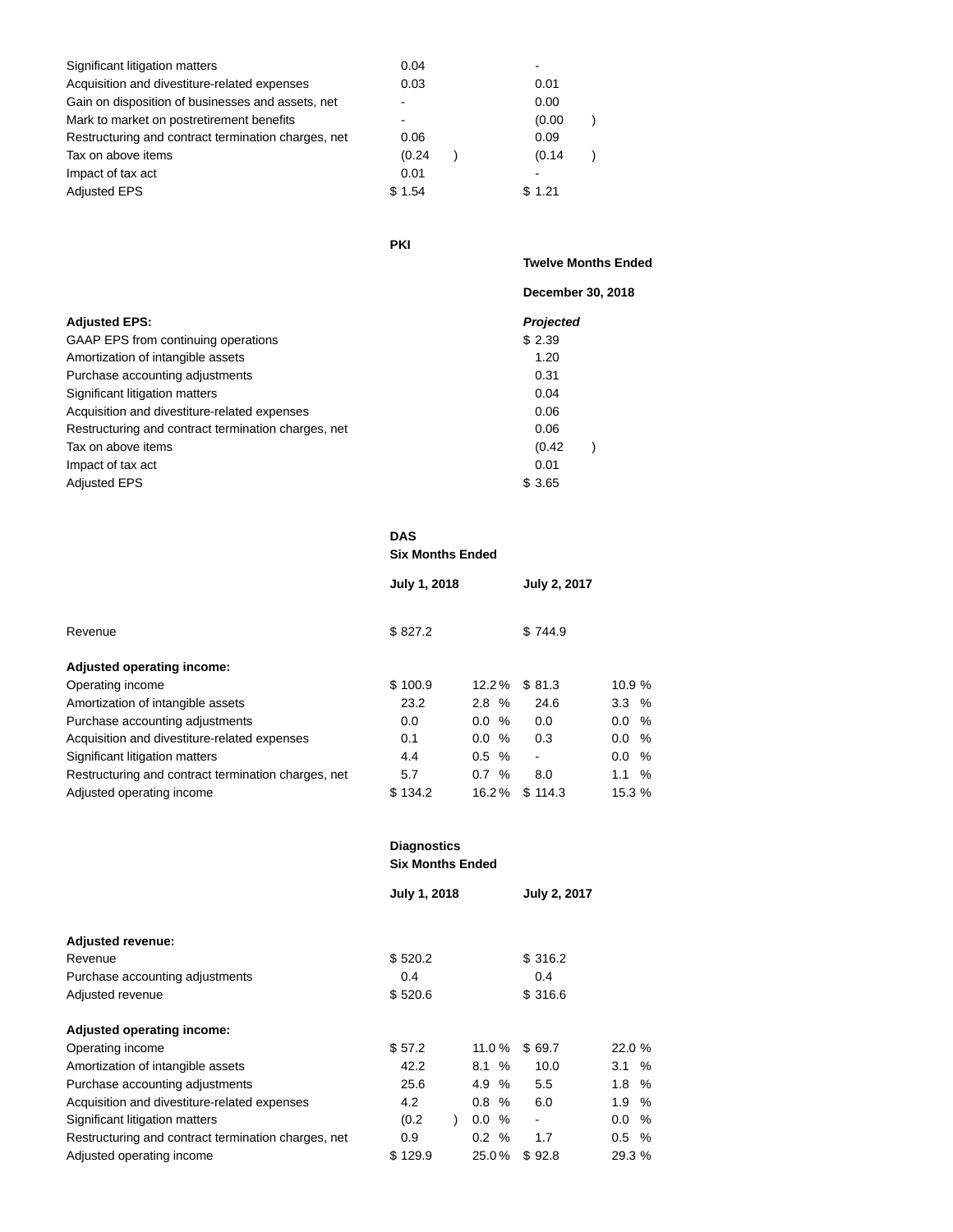| | | |
|---|---|---|
| Significant litigation matters | 0.04 | - |
| Acquisition and divestiture-related expenses | 0.03 | 0.01 |
| Gain on disposition of businesses and assets, net | - | 0.00 |
| Mark to market on postretirement benefits | - | (0.00) |
| Restructuring and contract termination charges, net | 0.06 | 0.09 |
| Tax on above items | (0.24) | (0.14) |
| Impact of tax act | 0.01 | - |
| Adjusted EPS | $ 1.54 | $ 1.21 |

**PKI**

| | Twelve Months Ended December 30, 2018 |
|---|---|
| **Adjusted EPS:** | ***Projected*** |
| GAAP EPS from continuing operations | $ 2.39 |
| Amortization of intangible assets | 1.20 |
| Purchase accounting adjustments | 0.31 |
| Significant litigation matters | 0.04 |
| Acquisition and divestiture-related expenses | 0.06 |
| Restructuring and contract termination charges, net | 0.06 |
| Tax on above items | (0.42) |
| Impact of tax act | 0.01 |
| Adjusted EPS | $ 3.65 |

**DAS**

| | Six Months Ended | | | |
|---|---|---|---|---|
| | **July 1, 2018** | | **July 2, 2017** | |
| Revenue | $ 827.2 | | $ 744.9 | |
| **Adjusted operating income:** | | | | |
| Operating income | $ 100.9 | 12.2 % | $ 81.3 | 10.9 % |
| Amortization of intangible assets | 23.2 | 2.8 % | 24.6 | 3.3 % |
| Purchase accounting adjustments | 0.0 | 0.0 % | 0.0 | 0.0 % |
| Acquisition and divestiture-related expenses | 0.1 | 0.0 % | 0.3 | 0.0 % |
| Significant litigation matters | 4.4 | 0.5 % | - | 0.0 % |
| Restructuring and contract termination charges, net | 5.7 | 0.7 % | 8.0 | 1.1 % |
| Adjusted operating income | $ 134.2 | 16.2 % | $ 114.3 | 15.3 % |

**Diagnostics**

| | Six Months Ended | | | |
|---|---|---|---|---|
| | **July 1, 2018** | | **July 2, 2017** | |
| **Adjusted revenue:** | | | | |
| Revenue | $ 520.2 | | $ 316.2 | |
| Purchase accounting adjustments | 0.4 | | 0.4 | |
| Adjusted revenue | $ 520.6 | | $ 316.6 | |
| **Adjusted operating income:** | | | | |
| Operating income | $ 57.2 | 11.0 % | $ 69.7 | 22.0 % |
| Amortization of intangible assets | 42.2 | 8.1 % | 10.0 | 3.1 % |
| Purchase accounting adjustments | 25.6 | 4.9 % | 5.5 | 1.8 % |
| Acquisition and divestiture-related expenses | 4.2 | 0.8 % | 6.0 | 1.9 % |
| Significant litigation matters | (0.2) | 0.0 % | - | 0.0 % |
| Restructuring and contract termination charges, net | 0.9 | 0.2 % | 1.7 | 0.5 % |
| Adjusted operating income | $ 129.9 | 25.0 % | $ 92.8 | 29.3 % |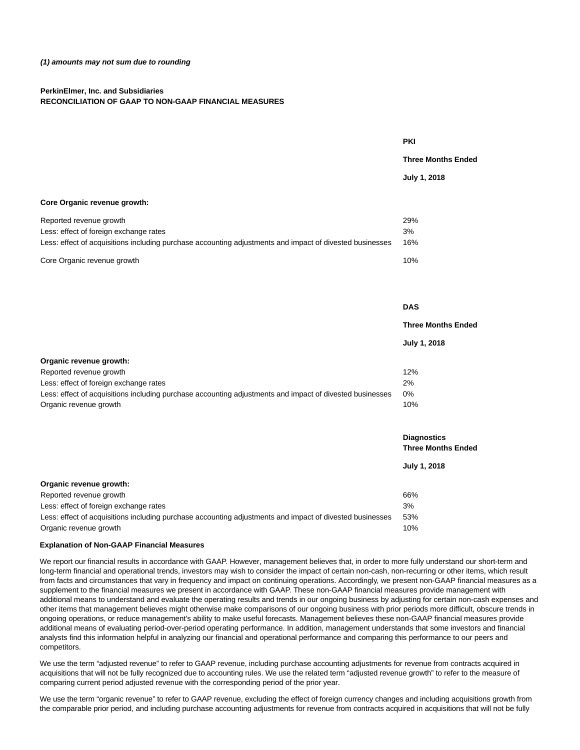*(1) amounts may not sum due to rounding*

**PerkinElmer, Inc. and Subsidiaries**
**RECONCILIATION OF GAAP TO NON-GAAP FINANCIAL MEASURES**

| | PKI Three Months Ended July 1, 2018 |
|---|---|
| **Core Organic revenue growth:** | |
| Reported revenue growth | 29% |
| Less: effect of foreign exchange rates | 3% |
| Less: effect of acquisitions including purchase accounting adjustments and impact of divested businesses | 16% |
| Core Organic revenue growth | 10% |

| | DAS Three Months Ended July 1, 2018 |
|---|---|
| **Organic revenue growth:** | |
| Reported revenue growth | 12% |
| Less: effect of foreign exchange rates | 2% |
| Less: effect of acquisitions including purchase accounting adjustments and impact of divested businesses | 0% |
| Organic revenue growth | 10% |

| | Diagnostics Three Months Ended July 1, 2018 |
|---|---|
| **Organic revenue growth:** | |
| Reported revenue growth | 66% |
| Less: effect of foreign exchange rates | 3% |
| Less: effect of acquisitions including purchase accounting adjustments and impact of divested businesses | 53% |
| Organic revenue growth | 10% |

**Explanation of Non-GAAP Financial Measures**

We report our financial results in accordance with GAAP. However, management believes that, in order to more fully understand our short-term and long-term financial and operational trends, investors may wish to consider the impact of certain non-cash, non-recurring or other items, which result from facts and circumstances that vary in frequency and impact on continuing operations. Accordingly, we present non-GAAP financial measures as a supplement to the financial measures we present in accordance with GAAP. These non-GAAP financial measures provide management with additional means to understand and evaluate the operating results and trends in our ongoing business by adjusting for certain non-cash expenses and other items that management believes might otherwise make comparisons of our ongoing business with prior periods more difficult, obscure trends in ongoing operations, or reduce management's ability to make useful forecasts. Management believes these non-GAAP financial measures provide additional means of evaluating period-over-period operating performance. In addition, management understands that some investors and financial analysts find this information helpful in analyzing our financial and operational performance and comparing this performance to our peers and competitors.

We use the term "adjusted revenue" to refer to GAAP revenue, including purchase accounting adjustments for revenue from contracts acquired in acquisitions that will not be fully recognized due to accounting rules. We use the related term "adjusted revenue growth" to refer to the measure of comparing current period adjusted revenue with the corresponding period of the prior year.

We use the term "organic revenue" to refer to GAAP revenue, excluding the effect of foreign currency changes and including acquisitions growth from the comparable prior period, and including purchase accounting adjustments for revenue from contracts acquired in acquisitions that will not be fully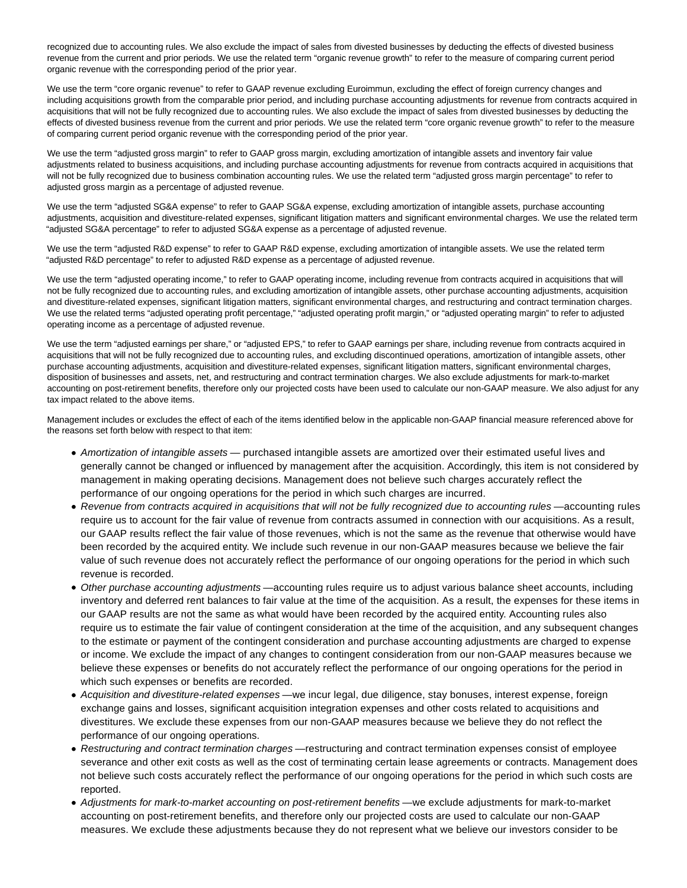recognized due to accounting rules. We also exclude the impact of sales from divested businesses by deducting the effects of divested business revenue from the current and prior periods. We use the related term "organic revenue growth" to refer to the measure of comparing current period organic revenue with the corresponding period of the prior year.

We use the term "core organic revenue" to refer to GAAP revenue excluding Euroimmun, excluding the effect of foreign currency changes and including acquisitions growth from the comparable prior period, and including purchase accounting adjustments for revenue from contracts acquired in acquisitions that will not be fully recognized due to accounting rules. We also exclude the impact of sales from divested businesses by deducting the effects of divested business revenue from the current and prior periods. We use the related term "core organic revenue growth" to refer to the measure of comparing current period organic revenue with the corresponding period of the prior year.

We use the term "adjusted gross margin" to refer to GAAP gross margin, excluding amortization of intangible assets and inventory fair value adjustments related to business acquisitions, and including purchase accounting adjustments for revenue from contracts acquired in acquisitions that will not be fully recognized due to business combination accounting rules. We use the related term "adjusted gross margin percentage" to refer to adjusted gross margin as a percentage of adjusted revenue.

We use the term "adjusted SG&A expense" to refer to GAAP SG&A expense, excluding amortization of intangible assets, purchase accounting adjustments, acquisition and divestiture-related expenses, significant litigation matters and significant environmental charges. We use the related term "adjusted SG&A percentage" to refer to adjusted SG&A expense as a percentage of adjusted revenue.

We use the term "adjusted R&D expense" to refer to GAAP R&D expense, excluding amortization of intangible assets. We use the related term "adjusted R&D percentage" to refer to adjusted R&D expense as a percentage of adjusted revenue.

We use the term "adjusted operating income," to refer to GAAP operating income, including revenue from contracts acquired in acquisitions that will not be fully recognized due to accounting rules, and excluding amortization of intangible assets, other purchase accounting adjustments, acquisition and divestiture-related expenses, significant litigation matters, significant environmental charges, and restructuring and contract termination charges. We use the related terms "adjusted operating profit percentage," "adjusted operating profit margin," or "adjusted operating margin" to refer to adjusted operating income as a percentage of adjusted revenue.

We use the term "adjusted earnings per share," or "adjusted EPS," to refer to GAAP earnings per share, including revenue from contracts acquired in acquisitions that will not be fully recognized due to accounting rules, and excluding discontinued operations, amortization of intangible assets, other purchase accounting adjustments, acquisition and divestiture-related expenses, significant litigation matters, significant environmental charges, disposition of businesses and assets, net, and restructuring and contract termination charges. We also exclude adjustments for mark-to-market accounting on post-retirement benefits, therefore only our projected costs have been used to calculate our non-GAAP measure. We also adjust for any tax impact related to the above items.

Management includes or excludes the effect of each of the items identified below in the applicable non-GAAP financial measure referenced above for the reasons set forth below with respect to that item:

- *Amortization of intangible assets* — purchased intangible assets are amortized over their estimated useful lives and generally cannot be changed or influenced by management after the acquisition. Accordingly, this item is not considered by management in making operating decisions. Management does not believe such charges accurately reflect the performance of our ongoing operations for the period in which such charges are incurred.
- *Revenue from contracts acquired in acquisitions that will not be fully recognized due to accounting rules* —accounting rules require us to account for the fair value of revenue from contracts assumed in connection with our acquisitions. As a result, our GAAP results reflect the fair value of those revenues, which is not the same as the revenue that otherwise would have been recorded by the acquired entity. We include such revenue in our non-GAAP measures because we believe the fair value of such revenue does not accurately reflect the performance of our ongoing operations for the period in which such revenue is recorded.
- *Other purchase accounting adjustments* —accounting rules require us to adjust various balance sheet accounts, including inventory and deferred rent balances to fair value at the time of the acquisition. As a result, the expenses for these items in our GAAP results are not the same as what would have been recorded by the acquired entity. Accounting rules also require us to estimate the fair value of contingent consideration at the time of the acquisition, and any subsequent changes to the estimate or payment of the contingent consideration and purchase accounting adjustments are charged to expense or income. We exclude the impact of any changes to contingent consideration from our non-GAAP measures because we believe these expenses or benefits do not accurately reflect the performance of our ongoing operations for the period in which such expenses or benefits are recorded.
- *Acquisition and divestiture-related expenses* —we incur legal, due diligence, stay bonuses, interest expense, foreign exchange gains and losses, significant acquisition integration expenses and other costs related to acquisitions and divestitures. We exclude these expenses from our non-GAAP measures because we believe they do not reflect the performance of our ongoing operations.
- *Restructuring and contract termination charges* —restructuring and contract termination expenses consist of employee severance and other exit costs as well as the cost of terminating certain lease agreements or contracts. Management does not believe such costs accurately reflect the performance of our ongoing operations for the period in which such costs are reported.
- *Adjustments for mark-to-market accounting on post-retirement benefits* —we exclude adjustments for mark-to-market accounting on post-retirement benefits, and therefore only our projected costs are used to calculate our non-GAAP measures. We exclude these adjustments because they do not represent what we believe our investors consider to be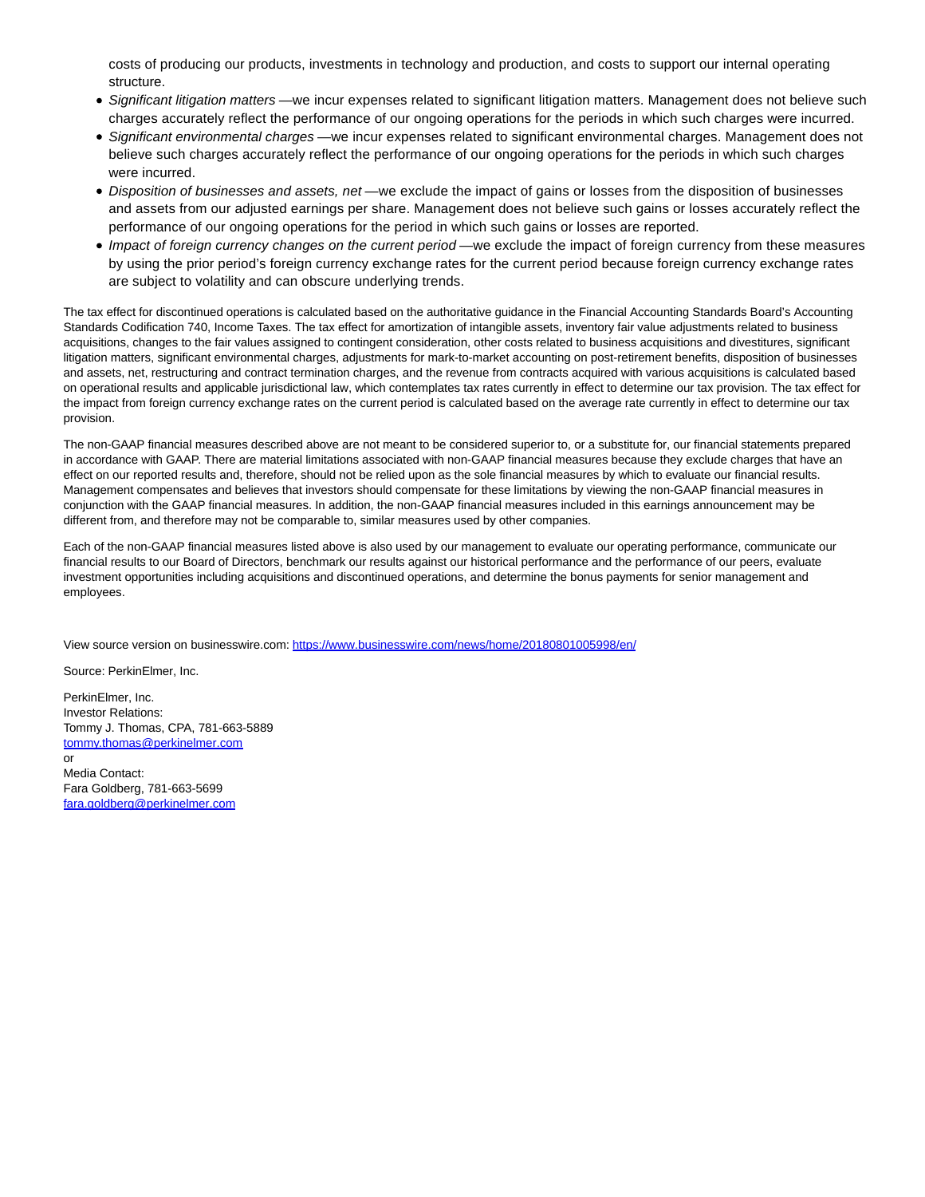costs of producing our products, investments in technology and production, and costs to support our internal operating structure.

- *Significant litigation matters* —we incur expenses related to significant litigation matters. Management does not believe such charges accurately reflect the performance of our ongoing operations for the periods in which such charges were incurred.
- *Significant environmental charges* —we incur expenses related to significant environmental charges. Management does not believe such charges accurately reflect the performance of our ongoing operations for the periods in which such charges were incurred.
- *Disposition of businesses and assets, net* —we exclude the impact of gains or losses from the disposition of businesses and assets from our adjusted earnings per share. Management does not believe such gains or losses accurately reflect the performance of our ongoing operations for the period in which such gains or losses are reported.
- *Impact of foreign currency changes on the current period* —we exclude the impact of foreign currency from these measures by using the prior period's foreign currency exchange rates for the current period because foreign currency exchange rates are subject to volatility and can obscure underlying trends.

The tax effect for discontinued operations is calculated based on the authoritative guidance in the Financial Accounting Standards Board's Accounting Standards Codification 740, Income Taxes. The tax effect for amortization of intangible assets, inventory fair value adjustments related to business acquisitions, changes to the fair values assigned to contingent consideration, other costs related to business acquisitions and divestitures, significant litigation matters, significant environmental charges, adjustments for mark-to-market accounting on post-retirement benefits, disposition of businesses and assets, net, restructuring and contract termination charges, and the revenue from contracts acquired with various acquisitions is calculated based on operational results and applicable jurisdictional law, which contemplates tax rates currently in effect to determine our tax provision. The tax effect for the impact from foreign currency exchange rates on the current period is calculated based on the average rate currently in effect to determine our tax provision.

The non-GAAP financial measures described above are not meant to be considered superior to, or a substitute for, our financial statements prepared in accordance with GAAP. There are material limitations associated with non-GAAP financial measures because they exclude charges that have an effect on our reported results and, therefore, should not be relied upon as the sole financial measures by which to evaluate our financial results. Management compensates and believes that investors should compensate for these limitations by viewing the non-GAAP financial measures in conjunction with the GAAP financial measures. In addition, the non-GAAP financial measures included in this earnings announcement may be different from, and therefore may not be comparable to, similar measures used by other companies.

Each of the non-GAAP financial measures listed above is also used by our management to evaluate our operating performance, communicate our financial results to our Board of Directors, benchmark our results against our historical performance and the performance of our peers, evaluate investment opportunities including acquisitions and discontinued operations, and determine the bonus payments for senior management and employees.

View source version on businesswire.com: https://www.businesswire.com/news/home/20180801005998/en/

Source: PerkinElmer, Inc.

PerkinElmer, Inc.
Investor Relations:
Tommy J. Thomas, CPA, 781-663-5889
tommy.thomas@perkinelmer.com
or
Media Contact:
Fara Goldberg, 781-663-5699
fara.goldberg@perkinelmer.com